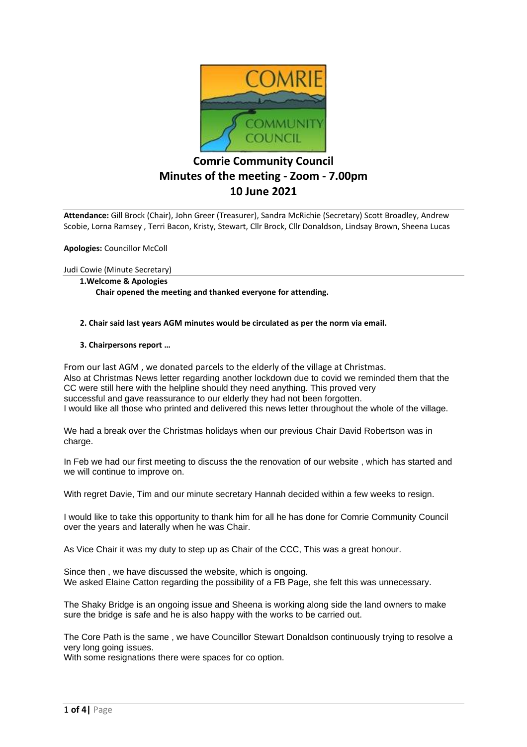# Comrie Community Council
## Minutes of the meeting - Zoom - 7.00pm
## 10 June 2021

**Attendance:** Gill Brock (Chair), John Greer (Treasurer), Sandra McRichie (Secretary) Scott Broadley, Andrew Scobie, Lorna Ramsey , Terri Bacon, Kristy, Stewart, Cllr Brock, Cllr Donaldson, Lindsay Brown, Sheena Lucas

**Apologies:** Councillor McColl

Judi Cowie (Minute Secretary)

**1.Welcome & Apologies**

**Chair opened the meeting and thanked everyone for attending.**

**2. Chair said last years AGM minutes would be circulated as per the norm via email.**

**3. Chairpersons report …**

From our last AGM , we donated parcels to the elderly of the village at Christmas.
Also at Christmas News letter regarding another lockdown due to covid we reminded them that the CC were still here with the helpline should they need anything. This proved very successful and gave reassurance to our elderly they had not been forgotten.
I would like all those who printed and delivered this news letter throughout the whole of the village.

We had a break over the Christmas holidays when our previous Chair David Robertson was in charge.

In Feb we had our first meeting to discuss the the renovation of our website , which has started and we will continue to improve on.

With regret Davie, Tim and our minute secretary Hannah decided within a few weeks to resign.

I would like to take this opportunity to thank him for all he has done for Comrie Community Council over the years and laterally when he was Chair.

As Vice Chair it was my duty to step up as Chair of the CCC, This was a great honour.

Since then , we have discussed the website, which is ongoing.
We asked Elaine Catton regarding the possibility of a FB Page, she felt this was unnecessary.

The Shaky Bridge is an ongoing issue and Sheena is working along side the land owners to make sure the bridge is safe and he is also happy with the works to be carried out.

The Core Path is the same , we have Councillor Stewart Donaldson continuously trying to resolve a very long going issues.
With some resignations there were spaces for co option.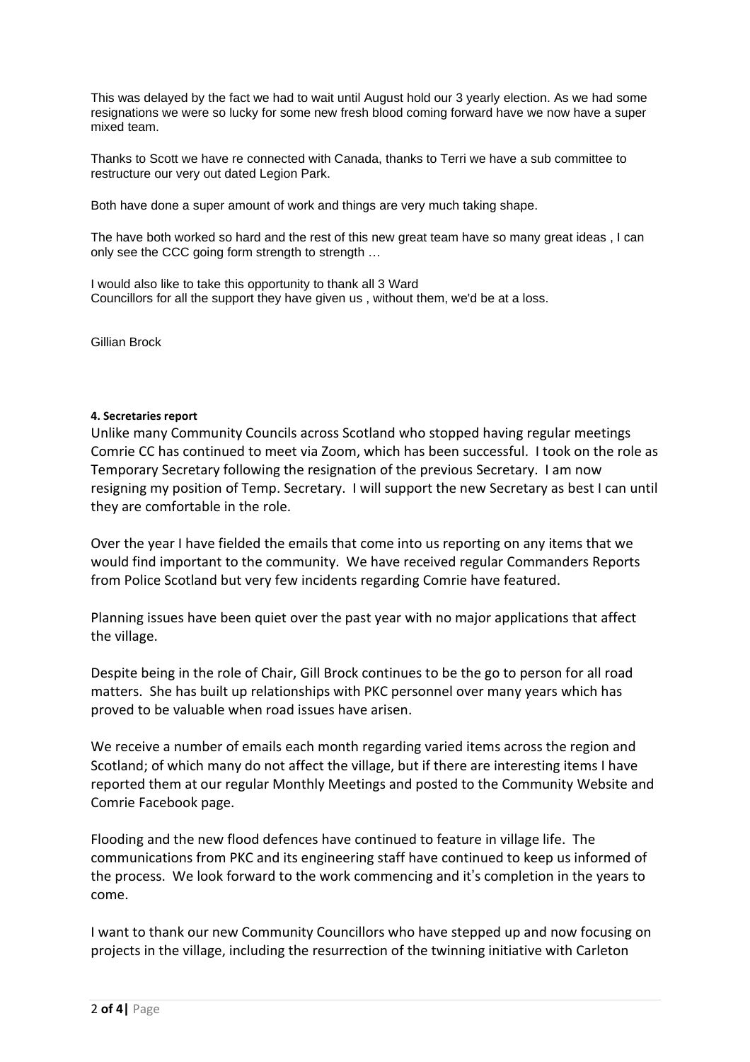This was delayed by the fact we had to wait until August hold our 3 yearly election. As we had some resignations we were so lucky for some new fresh blood coming forward have we now have a super mixed team.

Thanks to Scott we have re connected with Canada, thanks to Terri we have a sub committee to restructure our very out dated Legion Park.

Both have done a super amount of work and things are very much taking shape.

The have both worked so hard and the rest of this new great team have so many great ideas , I can only see the CCC going form strength to strength …

I would also like to take this opportunity to thank all 3 Ward
Councillors for all the support they have given us , without them, we'd be at a loss.

Gillian Brock

**4. Secretaries report**

Unlike many Community Councils across Scotland who stopped having regular meetings Comrie CC has continued to meet via Zoom, which has been successful. I took on the role as Temporary Secretary following the resignation of the previous Secretary. I am now resigning my position of Temp. Secretary. I will support the new Secretary as best I can until they are comfortable in the role.

Over the year I have fielded the emails that come into us reporting on any items that we would find important to the community. We have received regular Commanders Reports from Police Scotland but very few incidents regarding Comrie have featured.

Planning issues have been quiet over the past year with no major applications that affect the village.

Despite being in the role of Chair, Gill Brock continues to be the go to person for all road matters. She has built up relationships with PKC personnel over many years which has proved to be valuable when road issues have arisen.

We receive a number of emails each month regarding varied items across the region and Scotland; of which many do not affect the village, but if there are interesting items I have reported them at our regular Monthly Meetings and posted to the Community Website and Comrie Facebook page.

Flooding and the new flood defences have continued to feature in village life. The communications from PKC and its engineering staff have continued to keep us informed of the process. We look forward to the work commencing and it's completion in the years to come.

I want to thank our new Community Councillors who have stepped up and now focusing on projects in the village, including the resurrection of the twinning initiative with Carleton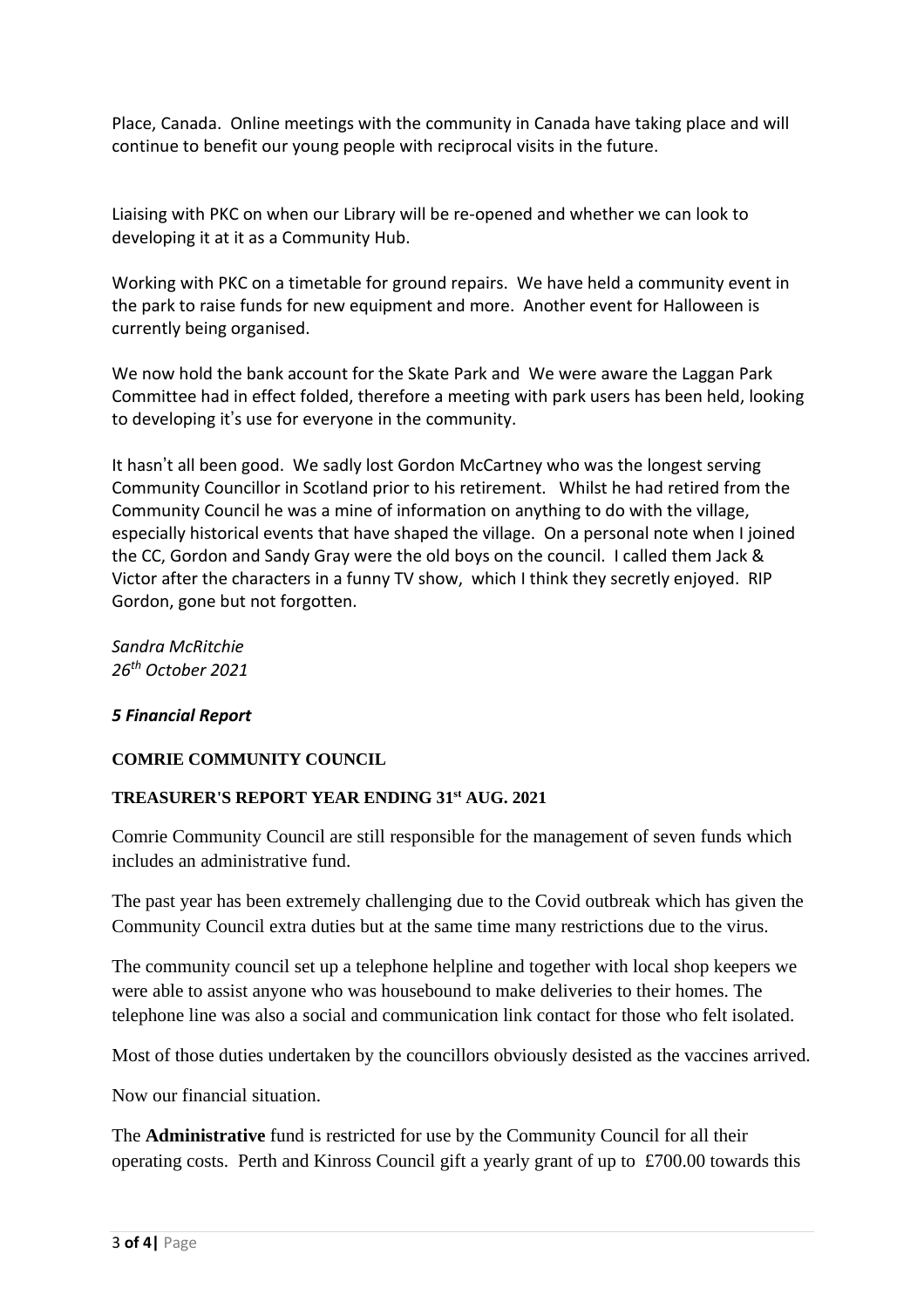Place, Canada. Online meetings with the community in Canada have taking place and will continue to benefit our young people with reciprocal visits in the future.

Liaising with PKC on when our Library will be re-opened and whether we can look to developing it at it as a Community Hub.

Working with PKC on a timetable for ground repairs. We have held a community event in the park to raise funds for new equipment and more. Another event for Halloween is currently being organised.

We now hold the bank account for the Skate Park and We were aware the Laggan Park Committee had in effect folded, therefore a meeting with park users has been held, looking to developing it's use for everyone in the community.

It hasn't all been good. We sadly lost Gordon McCartney who was the longest serving Community Councillor in Scotland prior to his retirement. Whilst he had retired from the Community Council he was a mine of information on anything to do with the village, especially historical events that have shaped the village. On a personal note when I joined the CC, Gordon and Sandy Gray were the old boys on the council. I called them Jack & Victor after the characters in a funny TV show, which I think they secretly enjoyed. RIP Gordon, gone but not forgotten.

*Sandra McRitchie*
*26th October 2021*

### *5 Financial Report*

**COMRIE COMMUNITY COUNCIL**

**TREASURER'S REPORT YEAR ENDING 31st AUG. 2021**

Comrie Community Council are still responsible for the management of seven funds which includes an administrative fund.

The past year has been extremely challenging due to the Covid outbreak which has given the Community Council extra duties but at the same time many restrictions due to the virus.

The community council set up a telephone helpline and together with local shop keepers we were able to assist anyone who was housebound to make deliveries to their homes. The telephone line was also a social and communication link contact for those who felt isolated.

Most of those duties undertaken by the councillors obviously desisted as the vaccines arrived.

Now our financial situation.

The **Administrative** fund is restricted for use by the Community Council for all their operating costs. Perth and Kinross Council gift a yearly grant of up to £700.00 towards this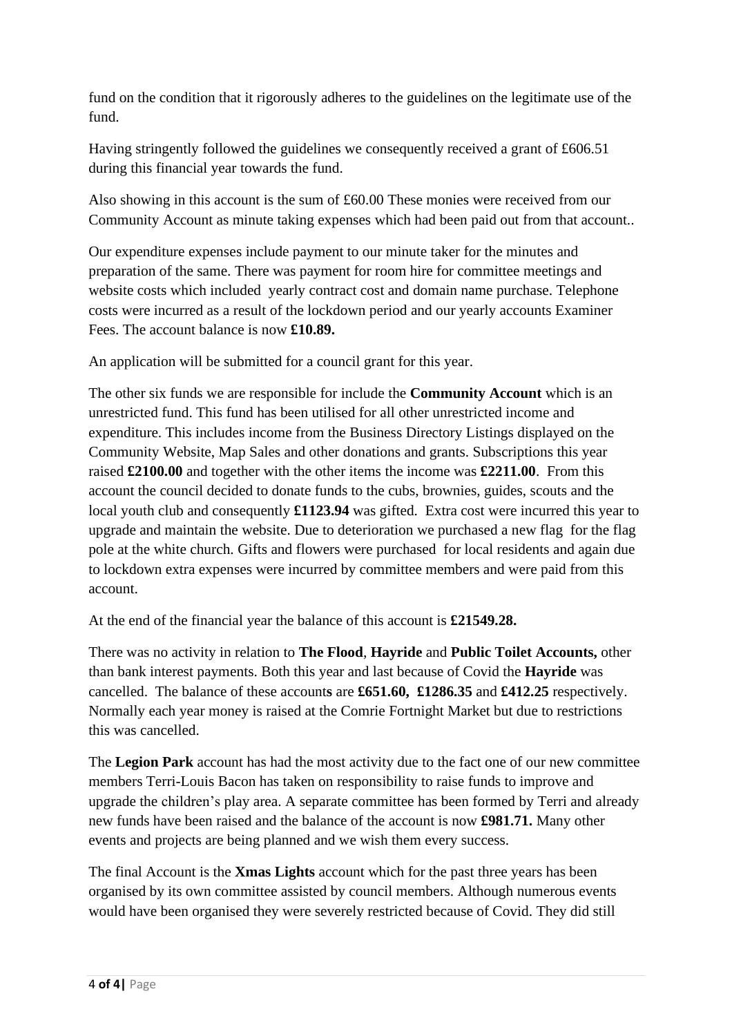fund on the condition that it rigorously adheres to the guidelines on the legitimate use of the fund.

Having stringently followed the guidelines we consequently received a grant of £606.51 during this financial year towards the fund.

Also showing in this account is the sum of £60.00 These monies were received from our Community Account as minute taking expenses which had been paid out from that account..

Our expenditure expenses include payment to our minute taker for the minutes and preparation of the same. There was payment for room hire for committee meetings and website costs which included yearly contract cost and domain name purchase. Telephone costs were incurred as a result of the lockdown period and our yearly accounts Examiner Fees. The account balance is now **£10.89.**

An application will be submitted for a council grant for this year.

The other six funds we are responsible for include the **Community Account** which is an unrestricted fund. This fund has been utilised for all other unrestricted income and expenditure. This includes income from the Business Directory Listings displayed on the Community Website, Map Sales and other donations and grants. Subscriptions this year raised **£2100.00** and together with the other items the income was **£2211.00**. From this account the council decided to donate funds to the cubs, brownies, guides, scouts and the local youth club and consequently **£1123.94** was gifted. Extra cost were incurred this year to upgrade and maintain the website. Due to deterioration we purchased a new flag for the flag pole at the white church. Gifts and flowers were purchased for local residents and again due to lockdown extra expenses were incurred by committee members and were paid from this account.

At the end of the financial year the balance of this account is **£21549.28.**

There was no activity in relation to **The Flood**, **Hayride** and **Public Toilet Accounts,** other than bank interest payments. Both this year and last because of Covid the **Hayride** was cancelled. The balance of these accounts are **£651.60, £1286.35** and **£412.25** respectively. Normally each year money is raised at the Comrie Fortnight Market but due to restrictions this was cancelled.

The **Legion Park** account has had the most activity due to the fact one of our new committee members Terri-Louis Bacon has taken on responsibility to raise funds to improve and upgrade the children's play area. A separate committee has been formed by Terri and already new funds have been raised and the balance of the account is now **£981.71.** Many other events and projects are being planned and we wish them every success.

The final Account is the **Xmas Lights** account which for the past three years has been organised by its own committee assisted by council members. Although numerous events would have been organised they were severely restricted because of Covid. They did still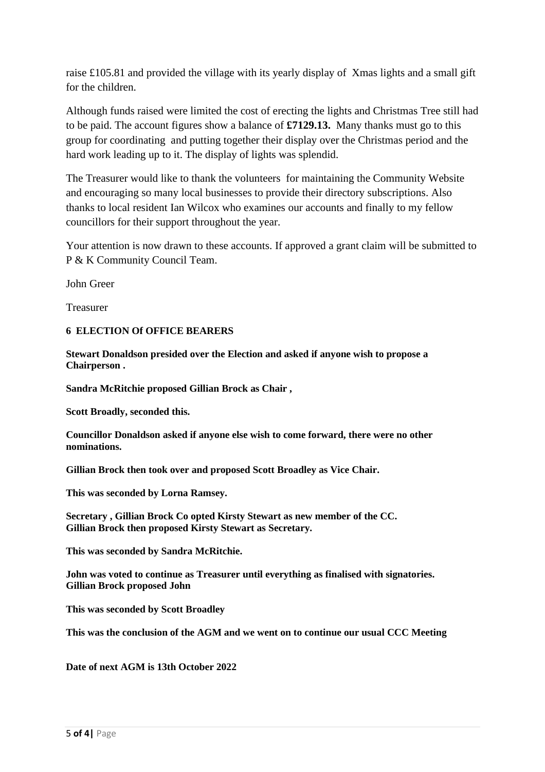raise £105.81 and provided the village with its yearly display of Xmas lights and a small gift for the children.

Although funds raised were limited the cost of erecting the lights and Christmas Tree still had to be paid. The account figures show a balance of **£7129.13.** Many thanks must go to this group for coordinating and putting together their display over the Christmas period and the hard work leading up to it. The display of lights was splendid.

The Treasurer would like to thank the volunteers for maintaining the Community Website and encouraging so many local businesses to provide their directory subscriptions. Also thanks to local resident Ian Wilcox who examines our accounts and finally to my fellow councillors for their support throughout the year.

Your attention is now drawn to these accounts. If approved a grant claim will be submitted to P & K Community Council Team.

John Greer

Treasurer

**6 ELECTION Of OFFICE BEARERS**

**Stewart Donaldson presided over the Election and asked if anyone wish to propose a Chairperson .**

**Sandra McRitchie proposed Gillian Brock as Chair ,**

**Scott Broadly, seconded this.**

**Councillor Donaldson asked if anyone else wish to come forward, there were no other nominations.**

**Gillian Brock then took over and proposed Scott Broadley as Vice Chair.**

**This was seconded by Lorna Ramsey.**

**Secretary , Gillian Brock Co opted Kirsty Stewart as new member of the CC.**
**Gillian Brock then proposed Kirsty Stewart as Secretary.**

**This was seconded by Sandra McRitchie.**

**John was voted to continue as Treasurer until everything as finalised with signatories.**
**Gillian Brock proposed John**

**This was seconded by Scott Broadley**

**This was the conclusion of the AGM and we went on to continue our usual CCC Meeting**

**Date of next AGM is 13th October 2022**